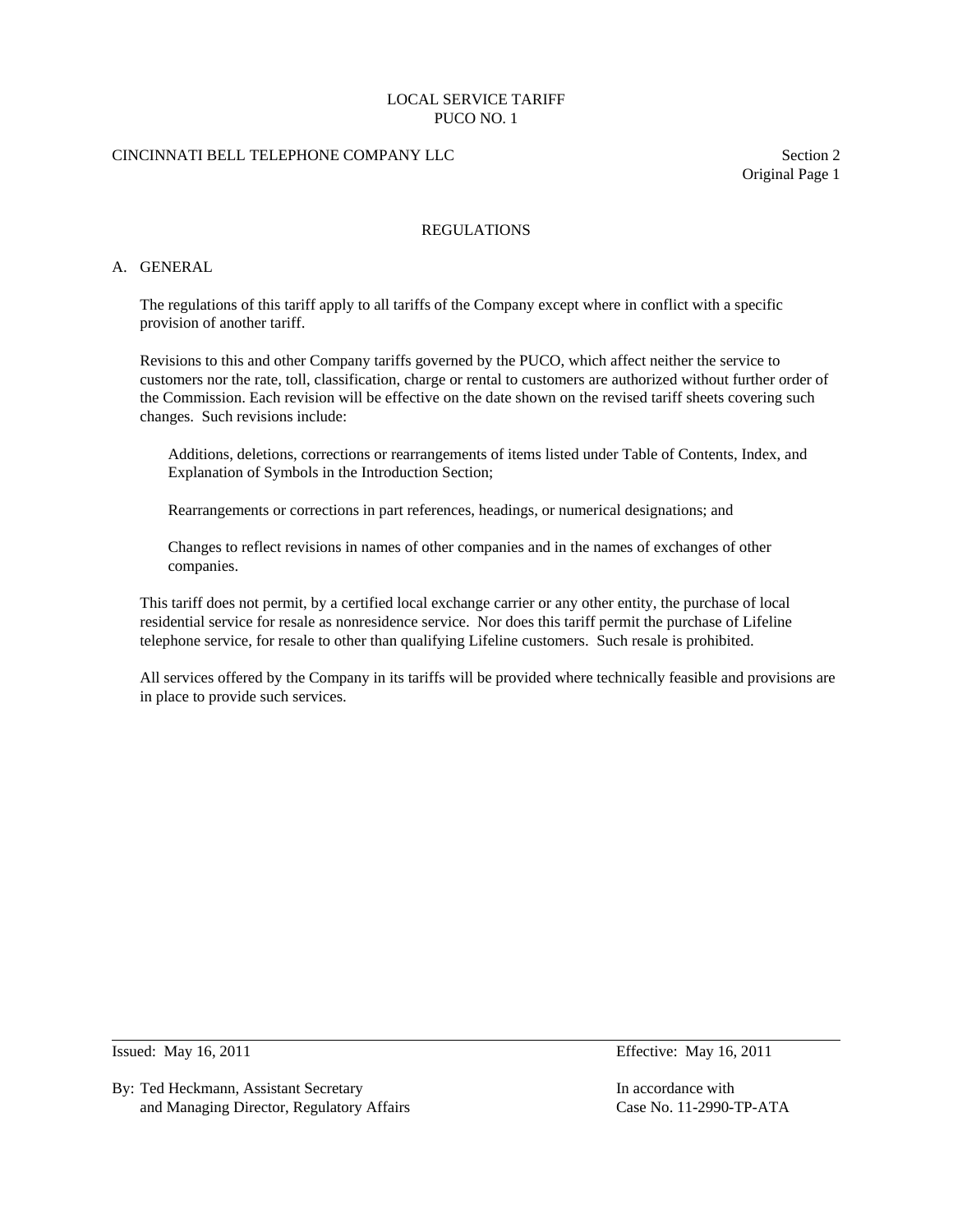LOCAL SERVICE TARIFF
PUCO NO. 1

CINCINNATI BELL TELEPHONE COMPANY LLC

Section 2
Original Page 1

# REGULATIONS

## A. GENERAL

The regulations of this tariff apply to all tariffs of the Company except where in conflict with a specific provision of another tariff.

Revisions to this and other Company tariffs governed by the PUCO, which affect neither the service to customers nor the rate, toll, classification, charge or rental to customers are authorized without further order of the Commission. Each revision will be effective on the date shown on the revised tariff sheets covering such changes. Such revisions include:

> Additions, deletions, corrections or rearrangements of items listed under Table of Contents, Index, and Explanation of Symbols in the Introduction Section;
>
> Rearrangements or corrections in part references, headings, or numerical designations; and
>
> Changes to reflect revisions in names of other companies and in the names of exchanges of other companies.

This tariff does not permit, by a certified local exchange carrier or any other entity, the purchase of local residential service for resale as nonresidence service. Nor does this tariff permit the purchase of Lifeline telephone service, for resale to other than qualifying Lifeline customers. Such resale is prohibited.

All services offered by the Company in its tariffs will be provided where technically feasible and provisions are in place to provide such services.

---

Issued: May 16, 2011

Effective: May 16, 2011

By: Ted Heckmann, Assistant Secretary
and Managing Director, Regulatory Affairs

In accordance with
Case No. 11-2990-TP-ATA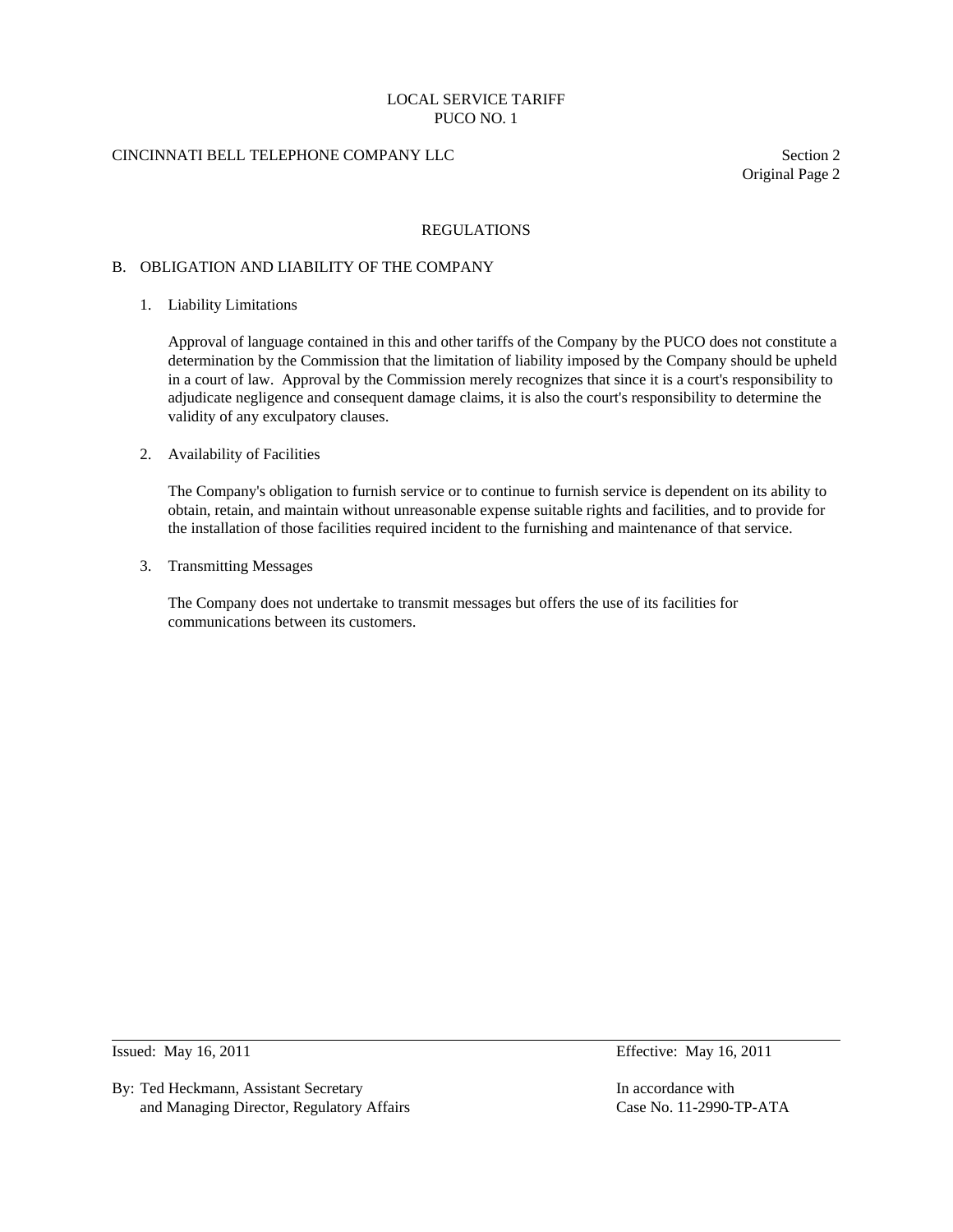## REGULATIONS

### B. OBLIGATION AND LIABILITY OF THE COMPANY

1. Liability Limitations

   Approval of language contained in this and other tariffs of the Company by the PUCO does not constitute a determination by the Commission that the limitation of liability imposed by the Company should be upheld in a court of law. Approval by the Commission merely recognizes that since it is a court's responsibility to adjudicate negligence and consequent damage claims, it is also the court's responsibility to determine the validity of any exculpatory clauses.

2. Availability of Facilities

   The Company's obligation to furnish service or to continue to furnish service is dependent on its ability to obtain, retain, and maintain without unreasonable expense suitable rights and facilities, and to provide for the installation of those facilities required incident to the furnishing and maintenance of that service.

3. Transmitting Messages

   The Company does not undertake to transmit messages but offers the use of its facilities for communications between its customers.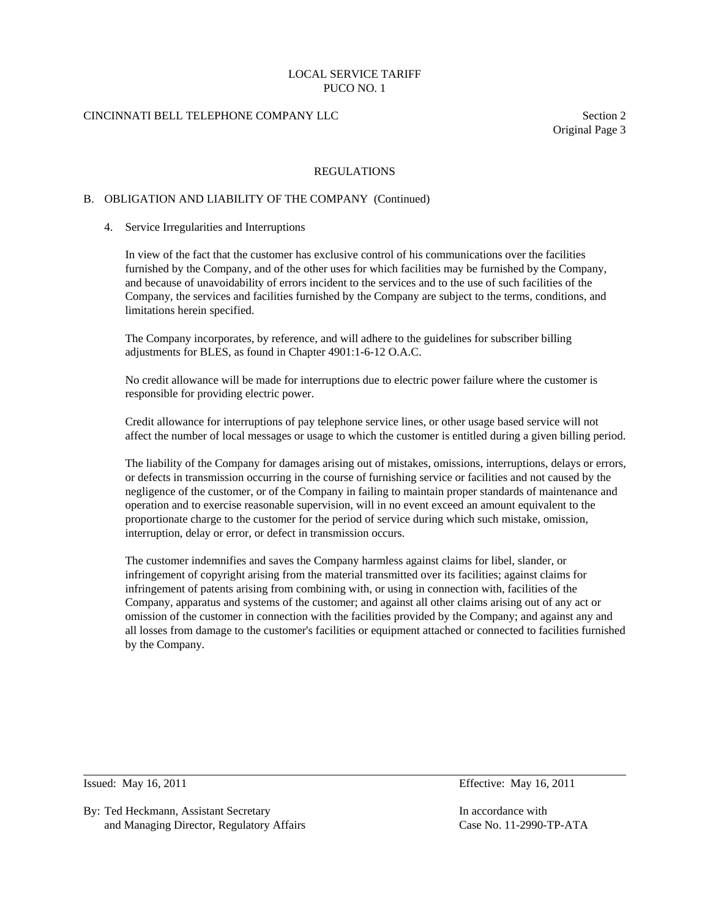## REGULATIONS

### B. OBLIGATION AND LIABILITY OF THE COMPANY (Continued)

4. Service Irregularities and Interruptions

   In view of the fact that the customer has exclusive control of his communications over the facilities furnished by the Company, and of the other uses for which facilities may be furnished by the Company, and because of unavoidability of errors incident to the services and to the use of such facilities of the Company, the services and facilities furnished by the Company are subject to the terms, conditions, and limitations herein specified.

   The Company incorporates, by reference, and will adhere to the guidelines for subscriber billing adjustments for BLES, as found in Chapter 4901:1-6-12 O.A.C.

   No credit allowance will be made for interruptions due to electric power failure where the customer is responsible for providing electric power.

   Credit allowance for interruptions of pay telephone service lines, or other usage based service will not affect the number of local messages or usage to which the customer is entitled during a given billing period.

   The liability of the Company for damages arising out of mistakes, omissions, interruptions, delays or errors, or defects in transmission occurring in the course of furnishing service or facilities and not caused by the negligence of the customer, or of the Company in failing to maintain proper standards of maintenance and operation and to exercise reasonable supervision, will in no event exceed an amount equivalent to the proportionate charge to the customer for the period of service during which such mistake, omission, interruption, delay or error, or defect in transmission occurs.

   The customer indemnifies and saves the Company harmless against claims for libel, slander, or infringement of copyright arising from the material transmitted over its facilities; against claims for infringement of patents arising from combining with, or using in connection with, facilities of the Company, apparatus and systems of the customer; and against all other claims arising out of any act or omission of the customer in connection with the facilities provided by the Company; and against any and all losses from damage to the customer's facilities or equipment attached or connected to facilities furnished by the Company.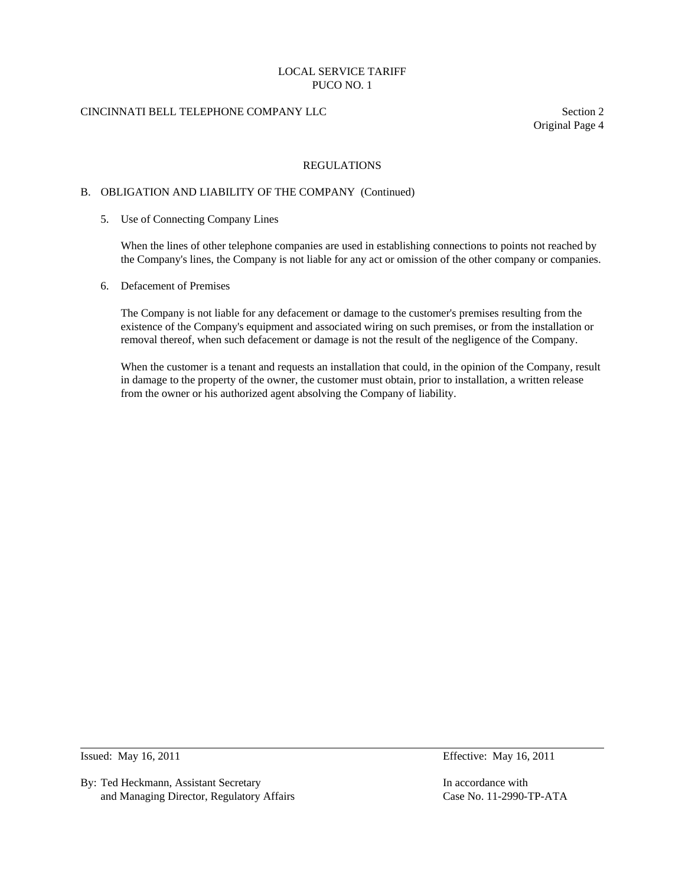## REGULATIONS

### B. OBLIGATION AND LIABILITY OF THE COMPANY (Continued)

5. Use of Connecting Company Lines

   When the lines of other telephone companies are used in establishing connections to points not reached by the Company's lines, the Company is not liable for any act or omission of the other company or companies.

6. Defacement of Premises

   The Company is not liable for any defacement or damage to the customer's premises resulting from the existence of the Company's equipment and associated wiring on such premises, or from the installation or removal thereof, when such defacement or damage is not the result of the negligence of the Company.

   When the customer is a tenant and requests an installation that could, in the opinion of the Company, result in damage to the property of the owner, the customer must obtain, prior to installation, a written release from the owner or his authorized agent absolving the Company of liability.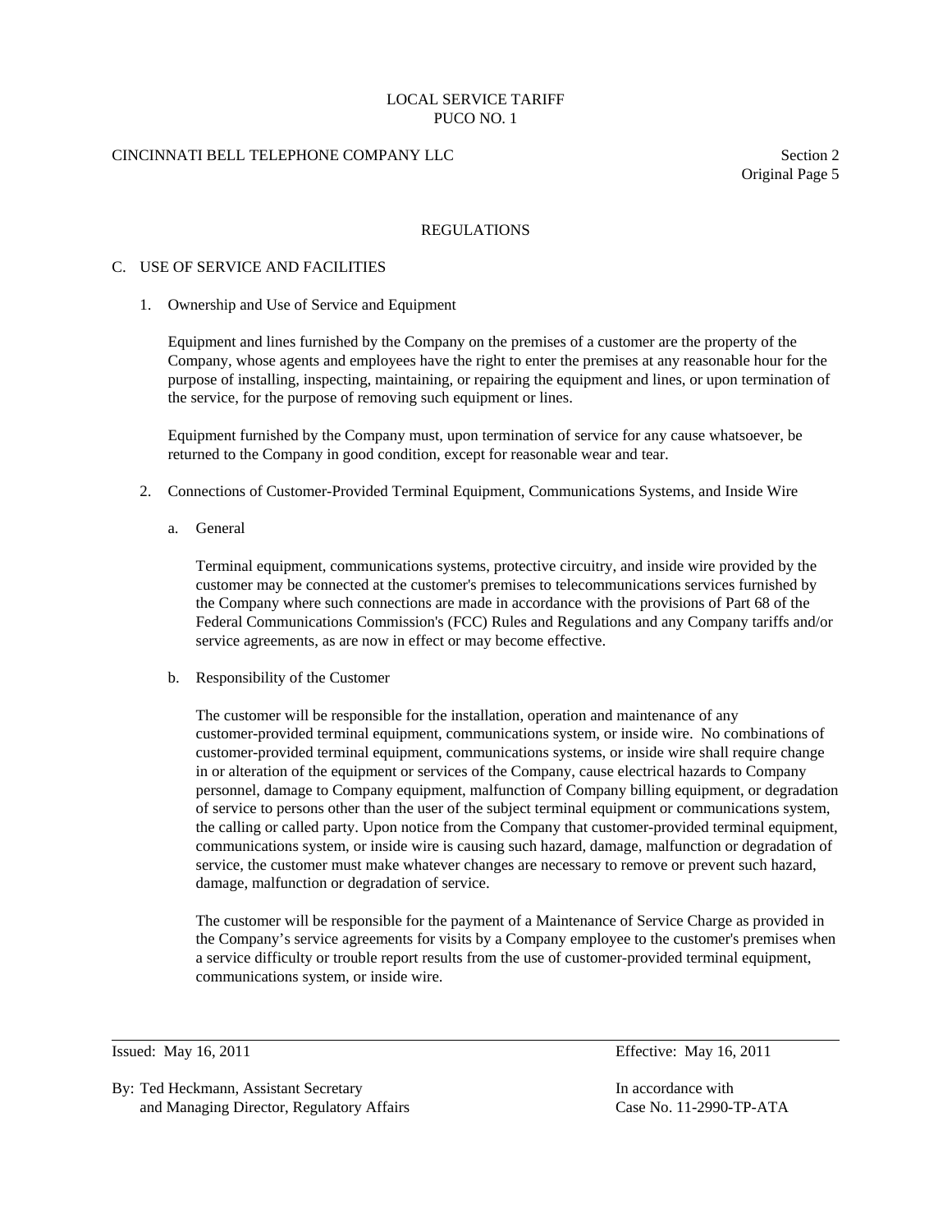# REGULATIONS

## C. USE OF SERVICE AND FACILITIES

### 1. Ownership and Use of Service and Equipment

Equipment and lines furnished by the Company on the premises of a customer are the property of the Company, whose agents and employees have the right to enter the premises at any reasonable hour for the purpose of installing, inspecting, maintaining, or repairing the equipment and lines, or upon termination of the service, for the purpose of removing such equipment or lines.

Equipment furnished by the Company must, upon termination of service for any cause whatsoever, be returned to the Company in good condition, except for reasonable wear and tear.

### 2. Connections of Customer-Provided Terminal Equipment, Communications Systems, and Inside Wire

#### a. General

Terminal equipment, communications systems, protective circuitry, and inside wire provided by the customer may be connected at the customer's premises to telecommunications services furnished by the Company where such connections are made in accordance with the provisions of Part 68 of the Federal Communications Commission's (FCC) Rules and Regulations and any Company tariffs and/or service agreements, as are now in effect or may become effective.

#### b. Responsibility of the Customer

The customer will be responsible for the installation, operation and maintenance of any customer-provided terminal equipment, communications system, or inside wire. No combinations of customer-provided terminal equipment, communications systems, or inside wire shall require change in or alteration of the equipment or services of the Company, cause electrical hazards to Company personnel, damage to Company equipment, malfunction of Company billing equipment, or degradation of service to persons other than the user of the subject terminal equipment or communications system, the calling or called party. Upon notice from the Company that customer-provided terminal equipment, communications system, or inside wire is causing such hazard, damage, malfunction or degradation of service, the customer must make whatever changes are necessary to remove or prevent such hazard, damage, malfunction or degradation of service.

The customer will be responsible for the payment of a Maintenance of Service Charge as provided in the Company's service agreements for visits by a Company employee to the customer's premises when a service difficulty or trouble report results from the use of customer-provided terminal equipment, communications system, or inside wire.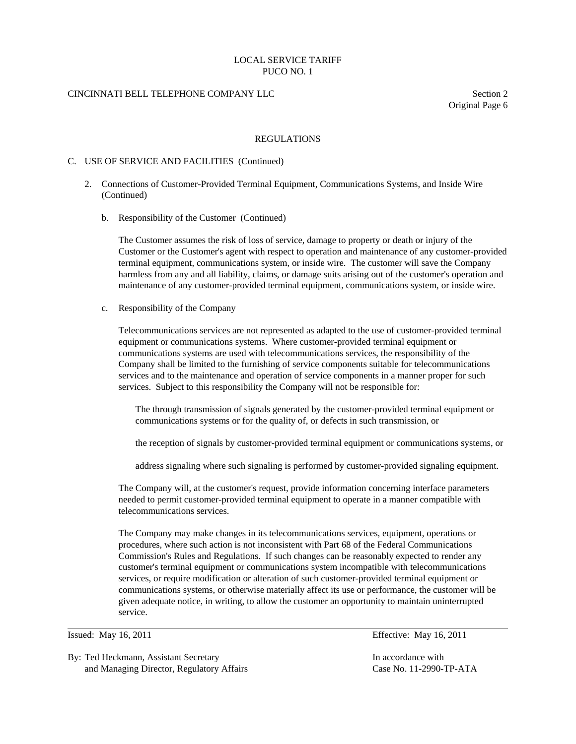## REGULATIONS

C. USE OF SERVICE AND FACILITIES (Continued)

2. Connections of Customer-Provided Terminal Equipment, Communications Systems, and Inside Wire (Continued)

   b. Responsibility of the Customer (Continued)

      The Customer assumes the risk of loss of service, damage to property or death or injury of the Customer or the Customer's agent with respect to operation and maintenance of any customer-provided terminal equipment, communications system, or inside wire. The customer will save the Company harmless from any and all liability, claims, or damage suits arising out of the customer's operation and maintenance of any customer-provided terminal equipment, communications system, or inside wire.

   c. Responsibility of the Company

      Telecommunications services are not represented as adapted to the use of customer-provided terminal equipment or communications systems. Where customer-provided terminal equipment or communications systems are used with telecommunications services, the responsibility of the Company shall be limited to the furnishing of service components suitable for telecommunications services and to the maintenance and operation of service components in a manner proper for such services. Subject to this responsibility the Company will not be responsible for:

         The through transmission of signals generated by the customer-provided terminal equipment or communications systems or for the quality of, or defects in such transmission, or

         the reception of signals by customer-provided terminal equipment or communications systems, or

         address signaling where such signaling is performed by customer-provided signaling equipment.

      The Company will, at the customer's request, provide information concerning interface parameters needed to permit customer-provided terminal equipment to operate in a manner compatible with telecommunications services.

      The Company may make changes in its telecommunications services, equipment, operations or procedures, where such action is not inconsistent with Part 68 of the Federal Communications Commission's Rules and Regulations. If such changes can be reasonably expected to render any customer's terminal equipment or communications system incompatible with telecommunications services, or require modification or alteration of such customer-provided terminal equipment or communications systems, or otherwise materially affect its use or performance, the customer will be given adequate notice, in writing, to allow the customer an opportunity to maintain uninterrupted service.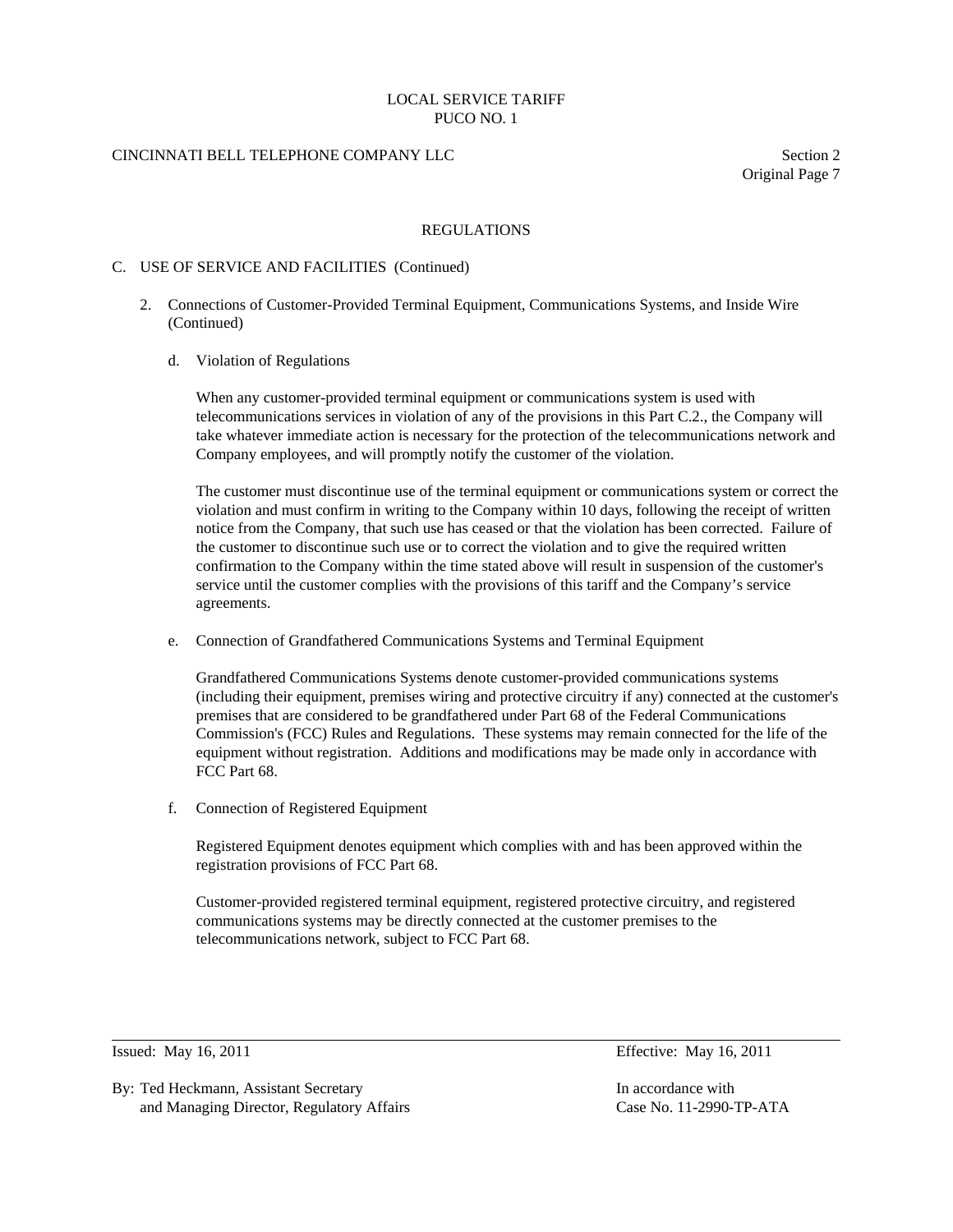## REGULATIONS

### C. USE OF SERVICE AND FACILITIES (Continued)

2. Connections of Customer-Provided Terminal Equipment, Communications Systems, and Inside Wire (Continued)

   d. Violation of Regulations

   When any customer-provided terminal equipment or communications system is used with telecommunications services in violation of any of the provisions in this Part C.2., the Company will take whatever immediate action is necessary for the protection of the telecommunications network and Company employees, and will promptly notify the customer of the violation.

   The customer must discontinue use of the terminal equipment or communications system or correct the violation and must confirm in writing to the Company within 10 days, following the receipt of written notice from the Company, that such use has ceased or that the violation has been corrected. Failure of the customer to discontinue such use or to correct the violation and to give the required written confirmation to the Company within the time stated above will result in suspension of the customer's service until the customer complies with the provisions of this tariff and the Company's service agreements.

   e. Connection of Grandfathered Communications Systems and Terminal Equipment

   Grandfathered Communications Systems denote customer-provided communications systems (including their equipment, premises wiring and protective circuitry if any) connected at the customer's premises that are considered to be grandfathered under Part 68 of the Federal Communications Commission's (FCC) Rules and Regulations. These systems may remain connected for the life of the equipment without registration. Additions and modifications may be made only in accordance with FCC Part 68.

   f. Connection of Registered Equipment

   Registered Equipment denotes equipment which complies with and has been approved within the registration provisions of FCC Part 68.

   Customer-provided registered terminal equipment, registered protective circuitry, and registered communications systems may be directly connected at the customer premises to the telecommunications network, subject to FCC Part 68.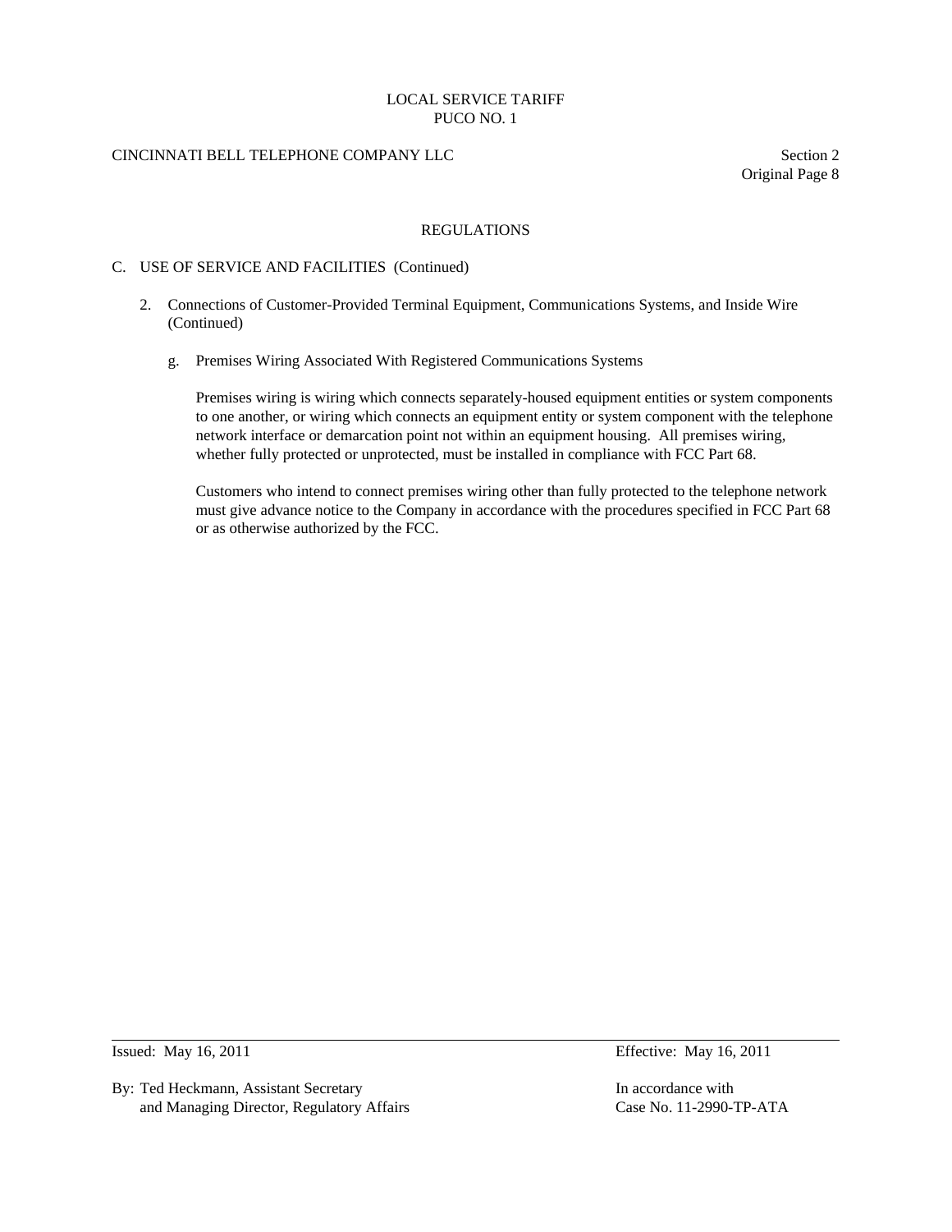LOCAL SERVICE TARIFF
PUCO NO. 1

CINCINNATI BELL TELEPHONE COMPANY LLC

Section 2
Original Page 8

## REGULATIONS

C. USE OF SERVICE AND FACILITIES (Continued)

2. Connections of Customer-Provided Terminal Equipment, Communications Systems, and Inside Wire (Continued)

   g. Premises Wiring Associated With Registered Communications Systems

      Premises wiring is wiring which connects separately-housed equipment entities or system components to one another, or wiring which connects an equipment entity or system component with the telephone network interface or demarcation point not within an equipment housing. All premises wiring, whether fully protected or unprotected, must be installed in compliance with FCC Part 68.

      Customers who intend to connect premises wiring other than fully protected to the telephone network must give advance notice to the Company in accordance with the procedures specified in FCC Part 68 or as otherwise authorized by the FCC.

Issued: May 16, 2011

Effective: May 16, 2011

By: Ted Heckmann, Assistant Secretary
and Managing Director, Regulatory Affairs

In accordance with
Case No. 11-2990-TP-ATA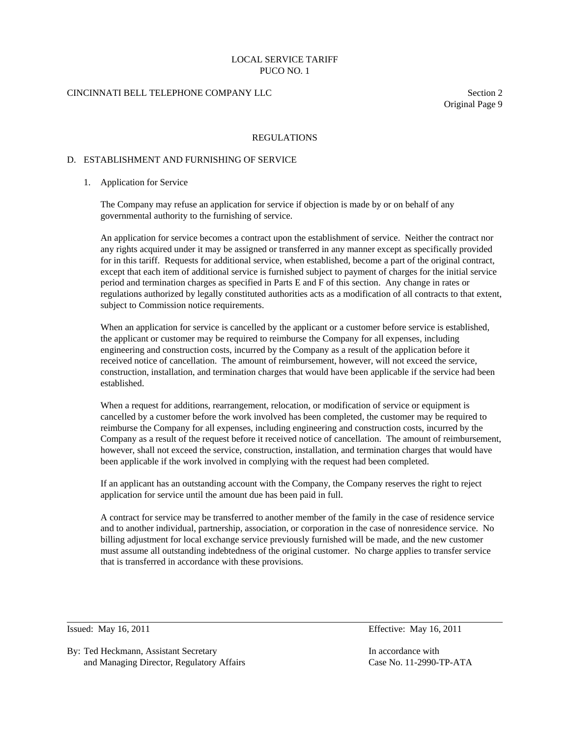## REGULATIONS

### D. ESTABLISHMENT AND FURNISHING OF SERVICE

#### 1. Application for Service

The Company may refuse an application for service if objection is made by or on behalf of any governmental authority to the furnishing of service.

An application for service becomes a contract upon the establishment of service. Neither the contract nor any rights acquired under it may be assigned or transferred in any manner except as specifically provided for in this tariff. Requests for additional service, when established, become a part of the original contract, except that each item of additional service is furnished subject to payment of charges for the initial service period and termination charges as specified in Parts E and F of this section. Any change in rates or regulations authorized by legally constituted authorities acts as a modification of all contracts to that extent, subject to Commission notice requirements.

When an application for service is cancelled by the applicant or a customer before service is established, the applicant or customer may be required to reimburse the Company for all expenses, including engineering and construction costs, incurred by the Company as a result of the application before it received notice of cancellation. The amount of reimbursement, however, will not exceed the service, construction, installation, and termination charges that would have been applicable if the service had been established.

When a request for additions, rearrangement, relocation, or modification of service or equipment is cancelled by a customer before the work involved has been completed, the customer may be required to reimburse the Company for all expenses, including engineering and construction costs, incurred by the Company as a result of the request before it received notice of cancellation. The amount of reimbursement, however, shall not exceed the service, construction, installation, and termination charges that would have been applicable if the work involved in complying with the request had been completed.

If an applicant has an outstanding account with the Company, the Company reserves the right to reject application for service until the amount due has been paid in full.

A contract for service may be transferred to another member of the family in the case of residence service and to another individual, partnership, association, or corporation in the case of nonresidence service. No billing adjustment for local exchange service previously furnished will be made, and the new customer must assume all outstanding indebtedness of the original customer. No charge applies to transfer service that is transferred in accordance with these provisions.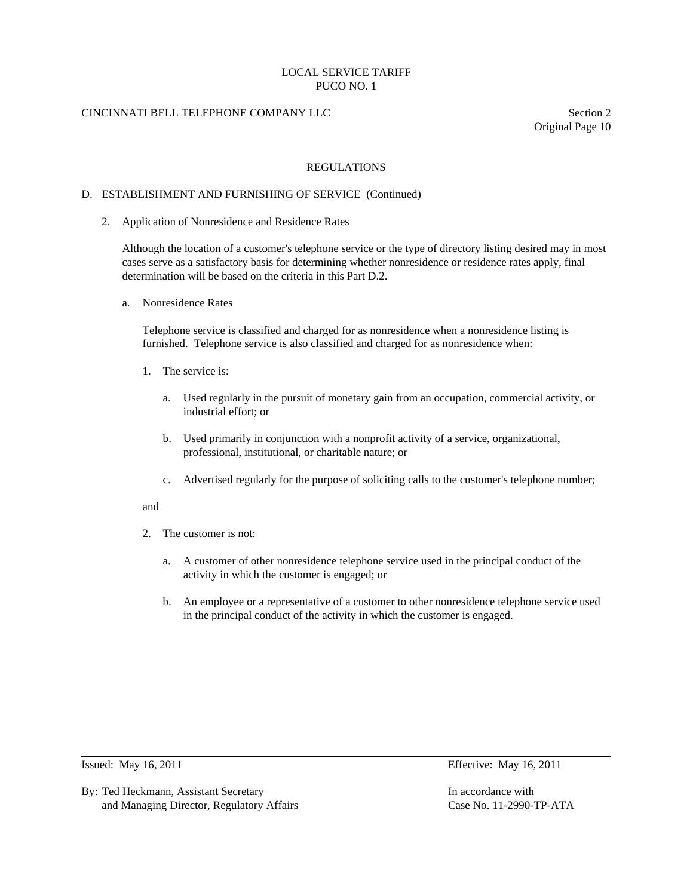## REGULATIONS

### D. ESTABLISHMENT AND FURNISHING OF SERVICE (Continued)

2. Application of Nonresidence and Residence Rates

   Although the location of a customer's telephone service or the type of directory listing desired may in most cases serve as a satisfactory basis for determining whether nonresidence or residence rates apply, final determination will be based on the criteria in this Part D.2.

   a. Nonresidence Rates

      Telephone service is classified and charged for as nonresidence when a nonresidence listing is furnished. Telephone service is also classified and charged for as nonresidence when:

      1. The service is:

         a. Used regularly in the pursuit of monetary gain from an occupation, commercial activity, or industrial effort; or

         b. Used primarily in conjunction with a nonprofit activity of a service, organizational, professional, institutional, or charitable nature; or

         c. Advertised regularly for the purpose of soliciting calls to the customer's telephone number;

      and

      2. The customer is not:

         a. A customer of other nonresidence telephone service used in the principal conduct of the activity in which the customer is engaged; or

         b. An employee or a representative of a customer to other nonresidence telephone service used in the principal conduct of the activity in which the customer is engaged.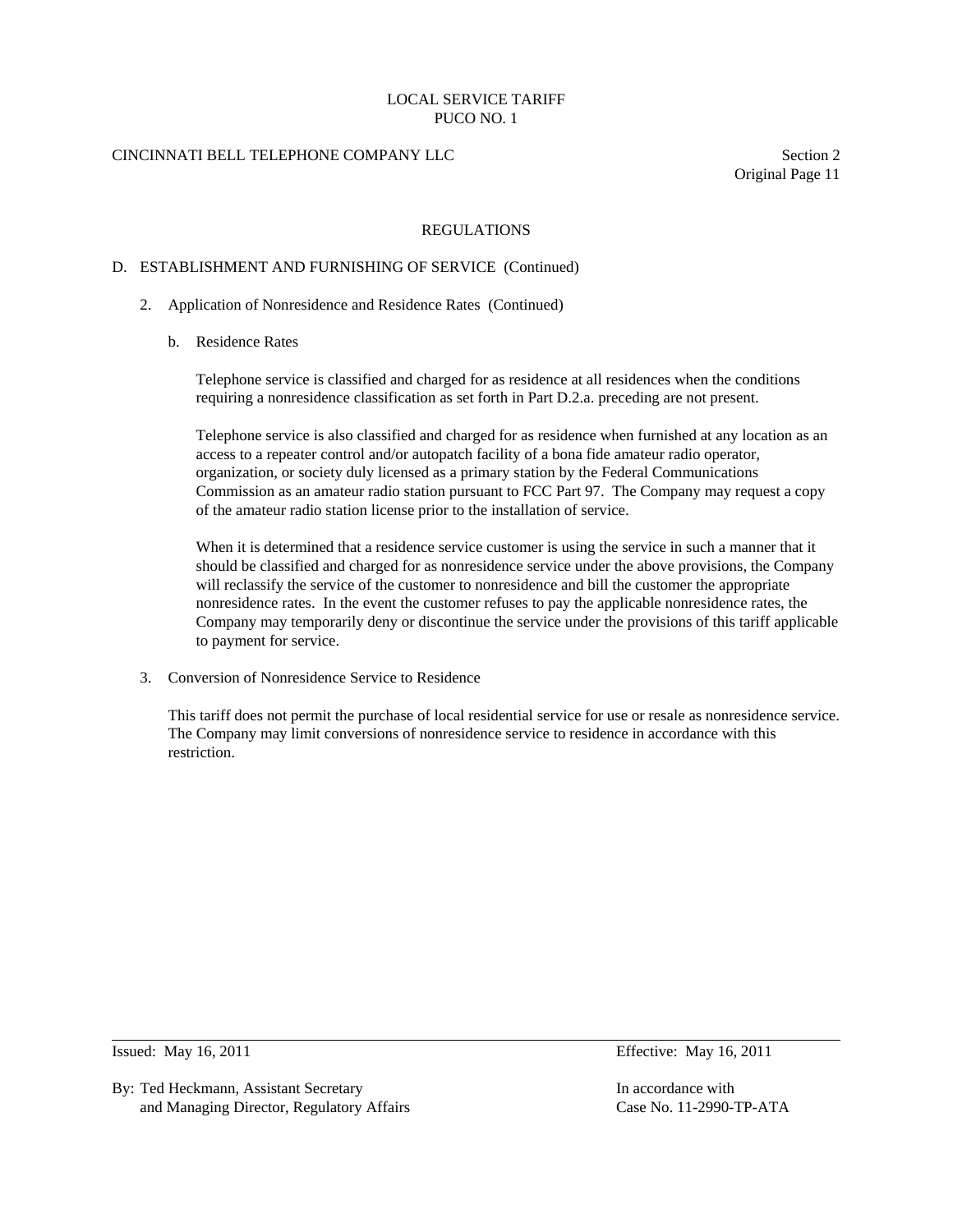## REGULATIONS

### D. ESTABLISHMENT AND FURNISHING OF SERVICE (Continued)

#### 2. Application of Nonresidence and Residence Rates (Continued)

##### b. Residence Rates

Telephone service is classified and charged for as residence at all residences when the conditions requiring a nonresidence classification as set forth in Part D.2.a. preceding are not present.

Telephone service is also classified and charged for as residence when furnished at any location as an access to a repeater control and/or autopatch facility of a bona fide amateur radio operator, organization, or society duly licensed as a primary station by the Federal Communications Commission as an amateur radio station pursuant to FCC Part 97. The Company may request a copy of the amateur radio station license prior to the installation of service.

When it is determined that a residence service customer is using the service in such a manner that it should be classified and charged for as nonresidence service under the above provisions, the Company will reclassify the service of the customer to nonresidence and bill the customer the appropriate nonresidence rates. In the event the customer refuses to pay the applicable nonresidence rates, the Company may temporarily deny or discontinue the service under the provisions of this tariff applicable to payment for service.

#### 3. Conversion of Nonresidence Service to Residence

This tariff does not permit the purchase of local residential service for use or resale as nonresidence service. The Company may limit conversions of nonresidence service to residence in accordance with this restriction.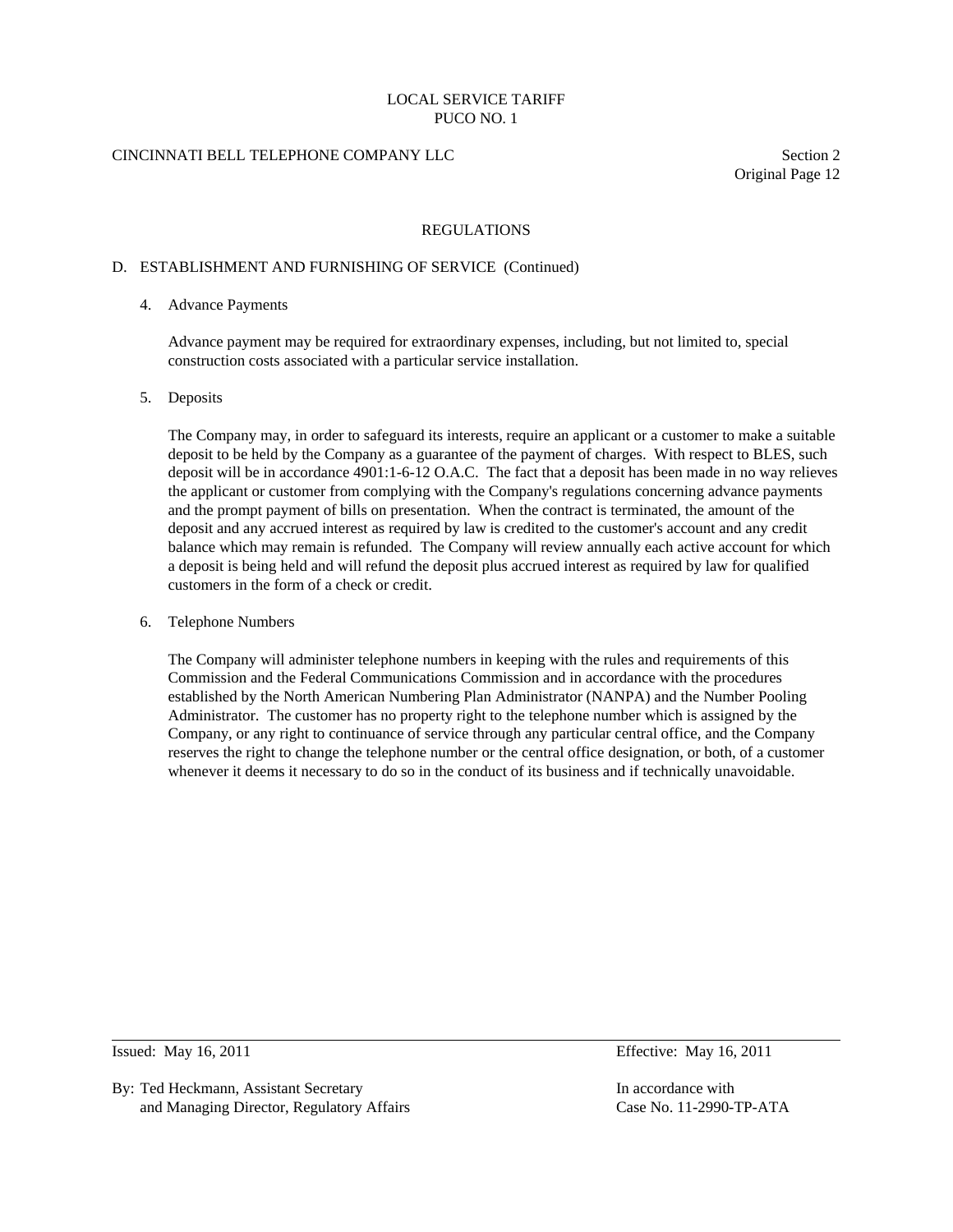## REGULATIONS

### D. ESTABLISHMENT AND FURNISHING OF SERVICE (Continued)

4. Advance Payments

   Advance payment may be required for extraordinary expenses, including, but not limited to, special construction costs associated with a particular service installation.

5. Deposits

   The Company may, in order to safeguard its interests, require an applicant or a customer to make a suitable deposit to be held by the Company as a guarantee of the payment of charges. With respect to BLES, such deposit will be in accordance 4901:1-6-12 O.A.C. The fact that a deposit has been made in no way relieves the applicant or customer from complying with the Company's regulations concerning advance payments and the prompt payment of bills on presentation. When the contract is terminated, the amount of the deposit and any accrued interest as required by law is credited to the customer's account and any credit balance which may remain is refunded. The Company will review annually each active account for which a deposit is being held and will refund the deposit plus accrued interest as required by law for qualified customers in the form of a check or credit.

6. Telephone Numbers

   The Company will administer telephone numbers in keeping with the rules and requirements of this Commission and the Federal Communications Commission and in accordance with the procedures established by the North American Numbering Plan Administrator (NANPA) and the Number Pooling Administrator. The customer has no property right to the telephone number which is assigned by the Company, or any right to continuance of service through any particular central office, and the Company reserves the right to change the telephone number or the central office designation, or both, of a customer whenever it deems it necessary to do so in the conduct of its business and if technically unavoidable.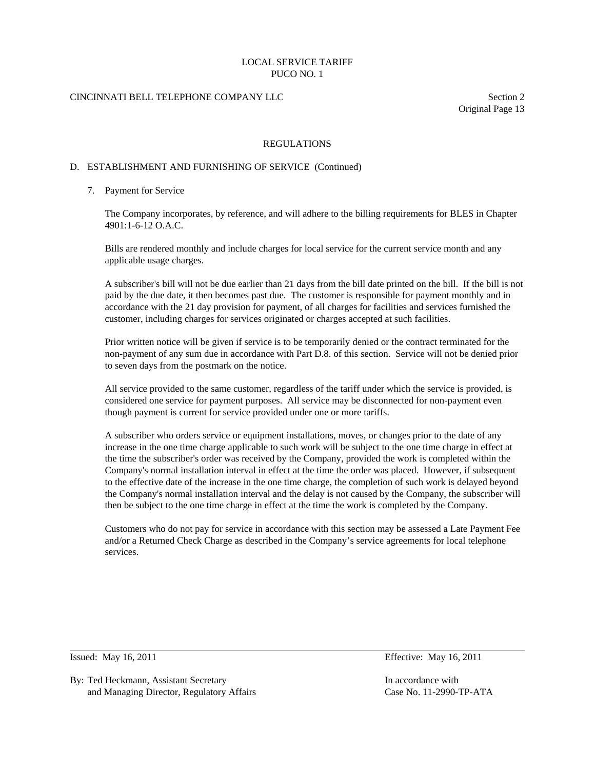# REGULATIONS

## D. ESTABLISHMENT AND FURNISHING OF SERVICE (Continued)

### 7. Payment for Service

The Company incorporates, by reference, and will adhere to the billing requirements for BLES in Chapter 4901:1-6-12 O.A.C.

Bills are rendered monthly and include charges for local service for the current service month and any applicable usage charges.

A subscriber's bill will not be due earlier than 21 days from the bill date printed on the bill. If the bill is not paid by the due date, it then becomes past due. The customer is responsible for payment monthly and in accordance with the 21 day provision for payment, of all charges for facilities and services furnished the customer, including charges for services originated or charges accepted at such facilities.

Prior written notice will be given if service is to be temporarily denied or the contract terminated for the non-payment of any sum due in accordance with Part D.8. of this section. Service will not be denied prior to seven days from the postmark on the notice.

All service provided to the same customer, regardless of the tariff under which the service is provided, is considered one service for payment purposes. All service may be disconnected for non-payment even though payment is current for service provided under one or more tariffs.

A subscriber who orders service or equipment installations, moves, or changes prior to the date of any increase in the one time charge applicable to such work will be subject to the one time charge in effect at the time the subscriber's order was received by the Company, provided the work is completed within the Company's normal installation interval in effect at the time the order was placed. However, if subsequent to the effective date of the increase in the one time charge, the completion of such work is delayed beyond the Company's normal installation interval and the delay is not caused by the Company, the subscriber will then be subject to the one time charge in effect at the time the work is completed by the Company.

Customers who do not pay for service in accordance with this section may be assessed a Late Payment Fee and/or a Returned Check Charge as described in the Company's service agreements for local telephone services.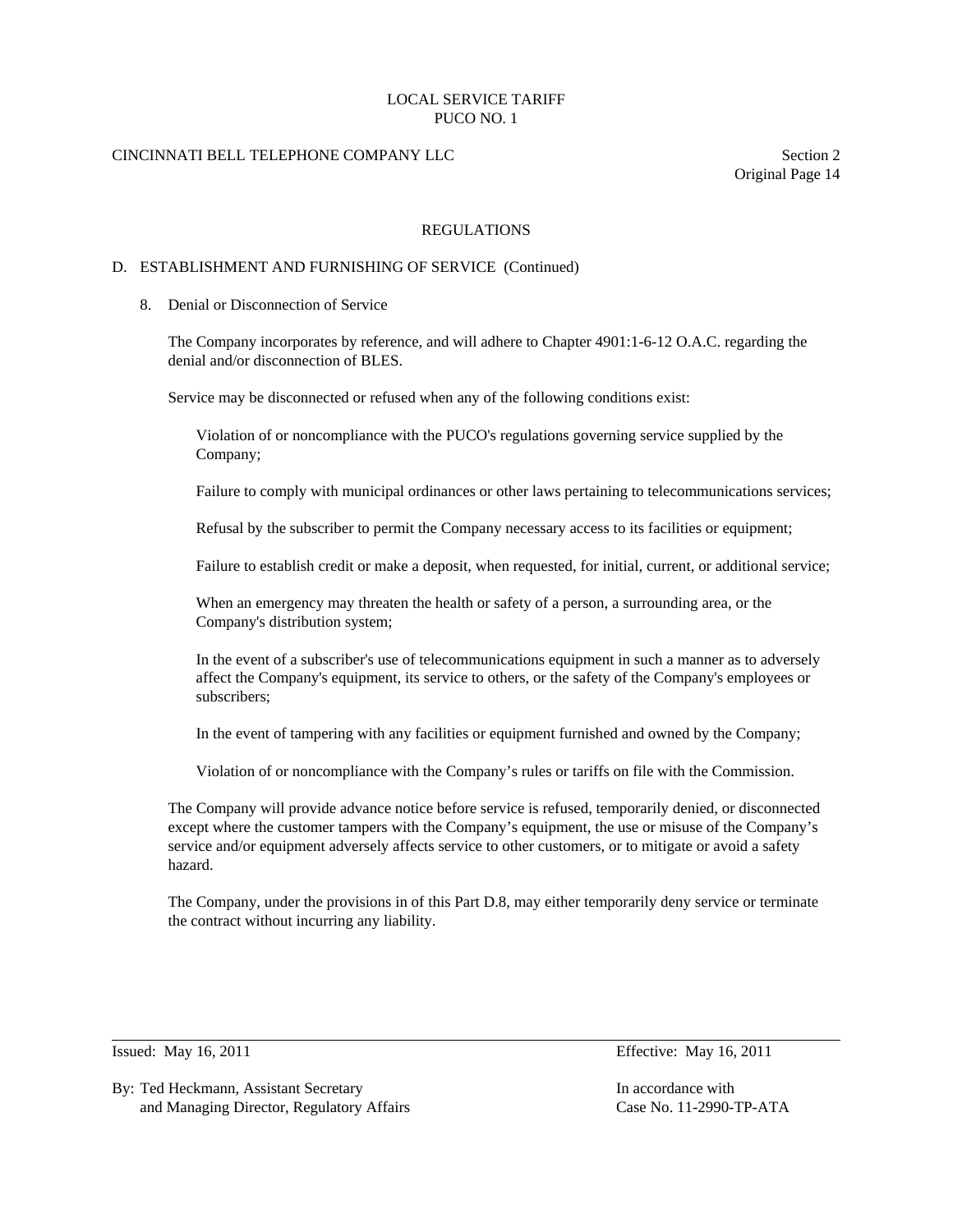## REGULATIONS

### D. ESTABLISHMENT AND FURNISHING OF SERVICE (Continued)

8. Denial or Disconnection of Service

   The Company incorporates by reference, and will adhere to Chapter 4901:1-6-12 O.A.C. regarding the denial and/or disconnection of BLES.

   Service may be disconnected or refused when any of the following conditions exist:

   > Violation of or noncompliance with the PUCO's regulations governing service supplied by the Company;
   >
   > Failure to comply with municipal ordinances or other laws pertaining to telecommunications services;
   >
   > Refusal by the subscriber to permit the Company necessary access to its facilities or equipment;
   >
   > Failure to establish credit or make a deposit, when requested, for initial, current, or additional service;
   >
   > When an emergency may threaten the health or safety of a person, a surrounding area, or the Company's distribution system;
   >
   > In the event of a subscriber's use of telecommunications equipment in such a manner as to adversely affect the Company's equipment, its service to others, or the safety of the Company's employees or subscribers;
   >
   > In the event of tampering with any facilities or equipment furnished and owned by the Company;
   >
   > Violation of or noncompliance with the Company's rules or tariffs on file with the Commission.

   The Company will provide advance notice before service is refused, temporarily denied, or disconnected except where the customer tampers with the Company's equipment, the use or misuse of the Company's service and/or equipment adversely affects service to other customers, or to mitigate or avoid a safety hazard.

   The Company, under the provisions in of this Part D.8, may either temporarily deny service or terminate the contract without incurring any liability.

---

Issued: May 16, 2011 — Effective: May 16, 2011

By: Ted Heckmann, Assistant Secretary and Managing Director, Regulatory Affairs — In accordance with Case No. 11-2990-TP-ATA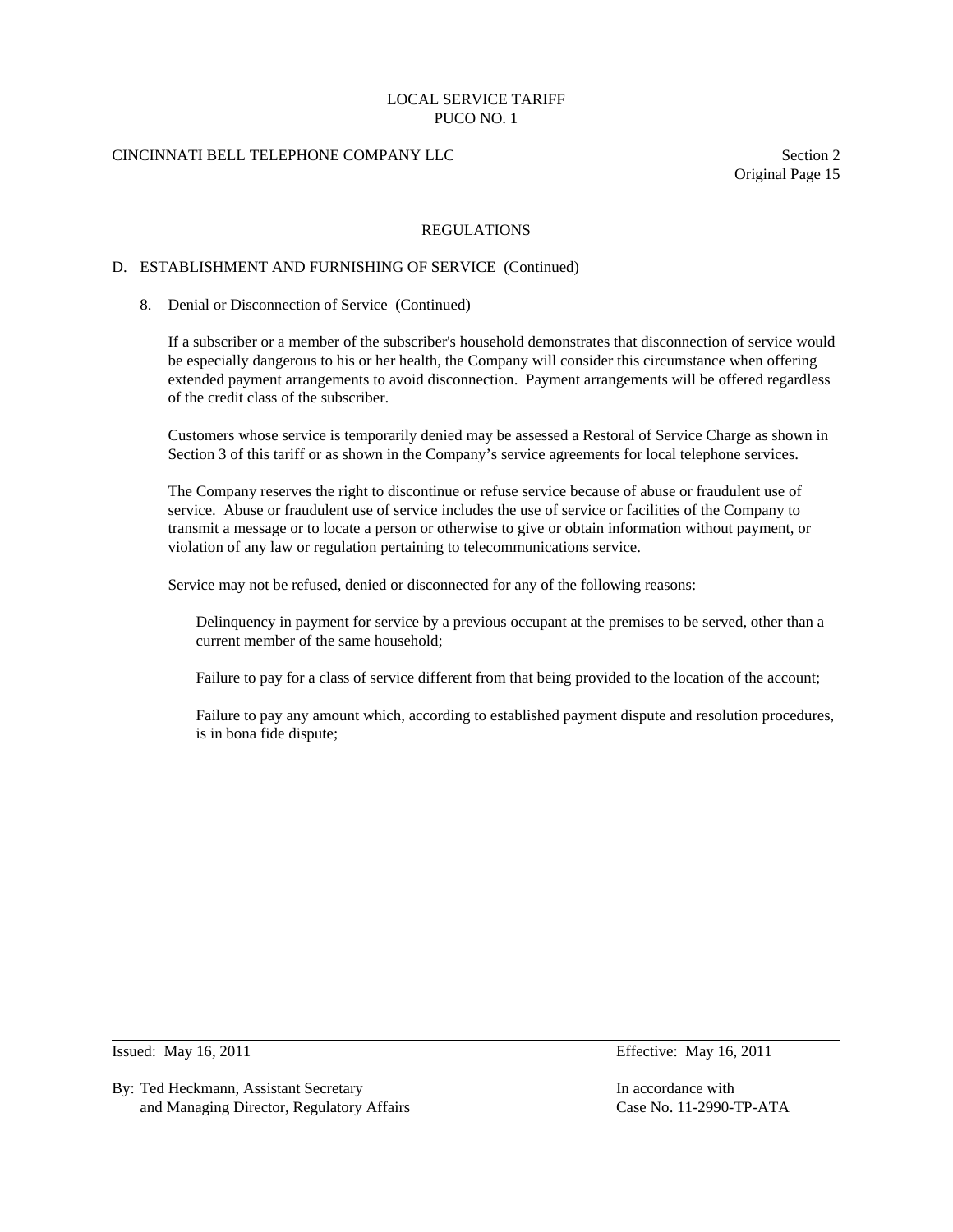## REGULATIONS

### D. ESTABLISHMENT AND FURNISHING OF SERVICE (Continued)

8. Denial or Disconnection of Service (Continued)

   If a subscriber or a member of the subscriber's household demonstrates that disconnection of service would be especially dangerous to his or her health, the Company will consider this circumstance when offering extended payment arrangements to avoid disconnection. Payment arrangements will be offered regardless of the credit class of the subscriber.

   Customers whose service is temporarily denied may be assessed a Restoral of Service Charge as shown in Section 3 of this tariff or as shown in the Company's service agreements for local telephone services.

   The Company reserves the right to discontinue or refuse service because of abuse or fraudulent use of service. Abuse or fraudulent use of service includes the use of service or facilities of the Company to transmit a message or to locate a person or otherwise to give or obtain information without payment, or violation of any law or regulation pertaining to telecommunications service.

   Service may not be refused, denied or disconnected for any of the following reasons:

   Delinquency in payment for service by a previous occupant at the premises to be served, other than a current member of the same household;

   Failure to pay for a class of service different from that being provided to the location of the account;

   Failure to pay any amount which, according to established payment dispute and resolution procedures, is in bona fide dispute;

Issued: May 16, 2011 — Effective: May 16, 2011

By: Ted Heckmann, Assistant Secretary and Managing Director, Regulatory Affairs — In accordance with Case No. 11-2990-TP-ATA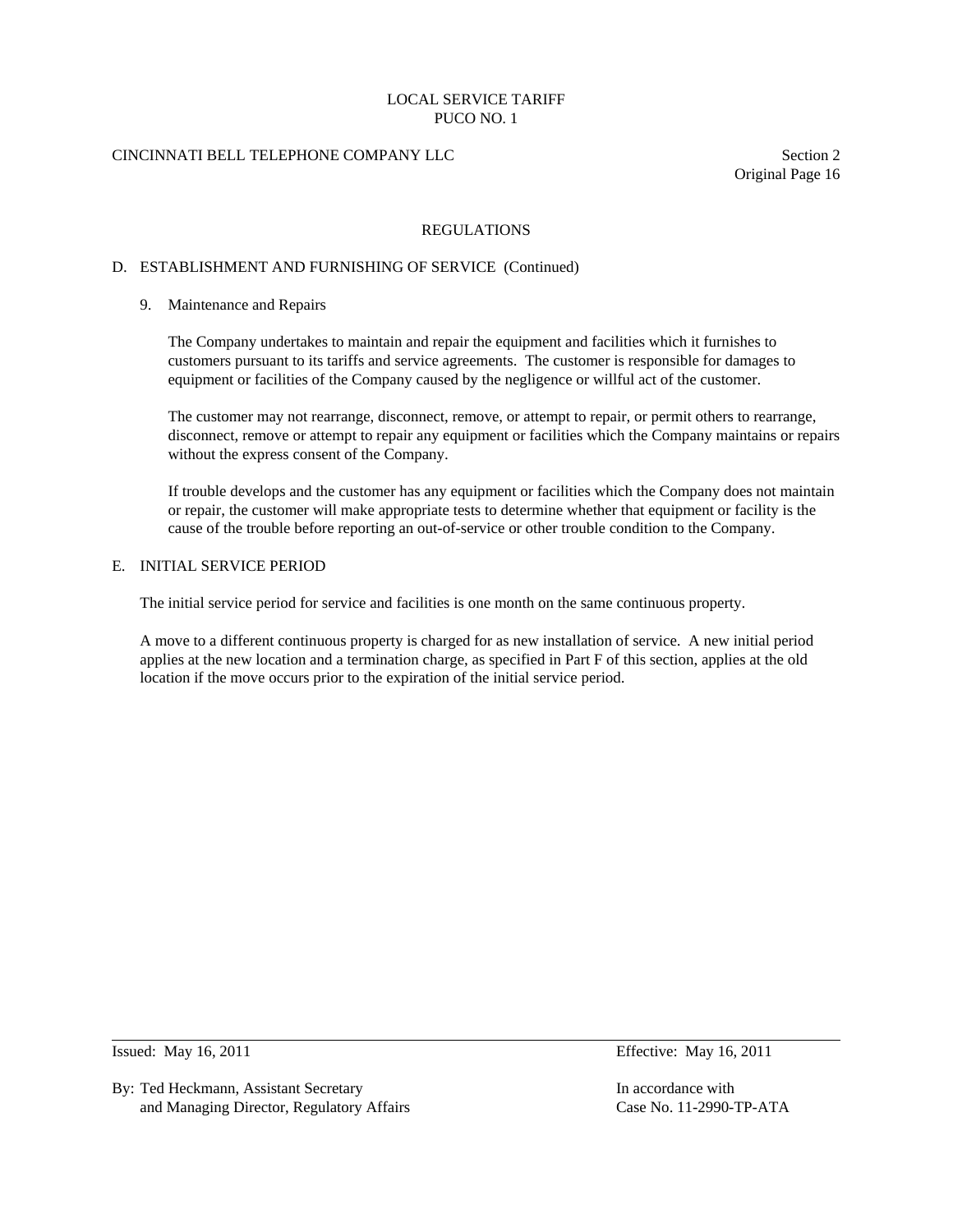# REGULATIONS

## D. ESTABLISHMENT AND FURNISHING OF SERVICE (Continued)

### 9. Maintenance and Repairs

The Company undertakes to maintain and repair the equipment and facilities which it furnishes to customers pursuant to its tariffs and service agreements. The customer is responsible for damages to equipment or facilities of the Company caused by the negligence or willful act of the customer.

The customer may not rearrange, disconnect, remove, or attempt to repair, or permit others to rearrange, disconnect, remove or attempt to repair any equipment or facilities which the Company maintains or repairs without the express consent of the Company.

If trouble develops and the customer has any equipment or facilities which the Company does not maintain or repair, the customer will make appropriate tests to determine whether that equipment or facility is the cause of the trouble before reporting an out-of-service or other trouble condition to the Company.

## E. INITIAL SERVICE PERIOD

The initial service period for service and facilities is one month on the same continuous property.

A move to a different continuous property is charged for as new installation of service. A new initial period applies at the new location and a termination charge, as specified in Part F of this section, applies at the old location if the move occurs prior to the expiration of the initial service period.

---

Issued: May 16, 2011 | Effective: May 16, 2011

By: Ted Heckmann, Assistant Secretary and Managing Director, Regulatory Affairs

In accordance with Case No. 11-2990-TP-ATA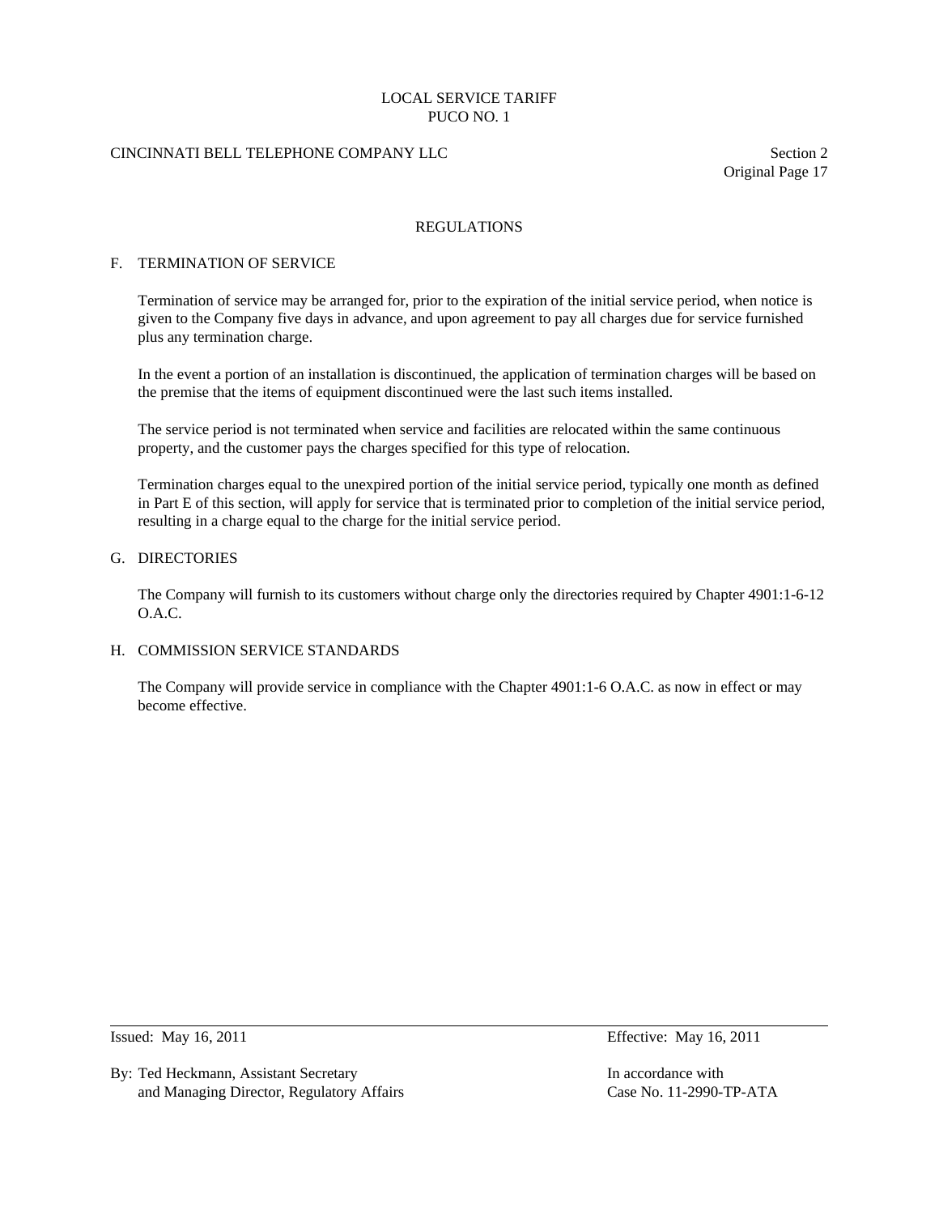# REGULATIONS

## F. TERMINATION OF SERVICE

Termination of service may be arranged for, prior to the expiration of the initial service period, when notice is given to the Company five days in advance, and upon agreement to pay all charges due for service furnished plus any termination charge.

In the event a portion of an installation is discontinued, the application of termination charges will be based on the premise that the items of equipment discontinued were the last such items installed.

The service period is not terminated when service and facilities are relocated within the same continuous property, and the customer pays the charges specified for this type of relocation.

Termination charges equal to the unexpired portion of the initial service period, typically one month as defined in Part E of this section, will apply for service that is terminated prior to completion of the initial service period, resulting in a charge equal to the charge for the initial service period.

## G. DIRECTORIES

The Company will furnish to its customers without charge only the directories required by Chapter 4901:1-6-12 O.A.C.

## H. COMMISSION SERVICE STANDARDS

The Company will provide service in compliance with the Chapter 4901:1-6 O.A.C. as now in effect or may become effective.